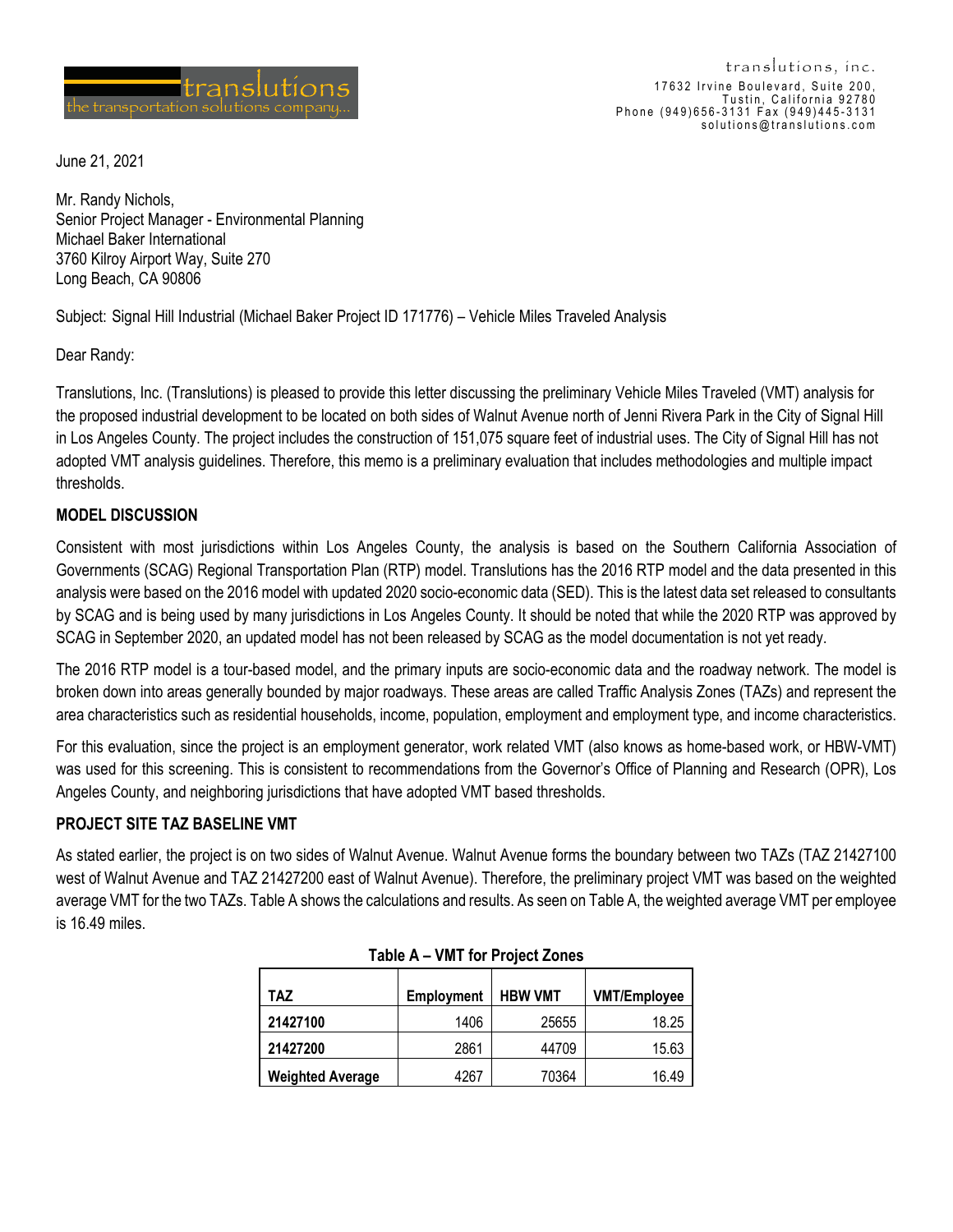translutions
the transportation solutions company...

translutions, inc.
17632 Irvine Boulevard, Suite 200,
Tustin, California 92780
Phone (949)656-3131 Fax (949)445-3131
solutions@translutions.com

June 21, 2021

Mr. Randy Nichols,
Senior Project Manager - Environmental Planning
Michael Baker International
3760 Kilroy Airport Way, Suite 270
Long Beach, CA 90806

Subject: Signal Hill Industrial (Michael Baker Project ID 171776) – Vehicle Miles Traveled Analysis

Dear Randy:

Translutions, Inc. (Translutions) is pleased to provide this letter discussing the preliminary Vehicle Miles Traveled (VMT) analysis for the proposed industrial development to be located on both sides of Walnut Avenue north of Jenni Rivera Park in the City of Signal Hill in Los Angeles County. The project includes the construction of 151,075 square feet of industrial uses. The City of Signal Hill has not adopted VMT analysis guidelines. Therefore, this memo is a preliminary evaluation that includes methodologies and multiple impact thresholds.

## MODEL DISCUSSION

Consistent with most jurisdictions within Los Angeles County, the analysis is based on the Southern California Association of Governments (SCAG) Regional Transportation Plan (RTP) model. Translutions has the 2016 RTP model and the data presented in this analysis were based on the 2016 model with updated 2020 socio-economic data (SED). This is the latest data set released to consultants by SCAG and is being used by many jurisdictions in Los Angeles County. It should be noted that while the 2020 RTP was approved by SCAG in September 2020, an updated model has not been released by SCAG as the model documentation is not yet ready.

The 2016 RTP model is a tour-based model, and the primary inputs are socio-economic data and the roadway network. The model is broken down into areas generally bounded by major roadways. These areas are called Traffic Analysis Zones (TAZs) and represent the area characteristics such as residential households, income, population, employment and employment type, and income characteristics.

For this evaluation, since the project is an employment generator, work related VMT (also knows as home-based work, or HBW-VMT) was used for this screening. This is consistent to recommendations from the Governor's Office of Planning and Research (OPR), Los Angeles County, and neighboring jurisdictions that have adopted VMT based thresholds.

## PROJECT SITE TAZ BASELINE VMT

As stated earlier, the project is on two sides of Walnut Avenue. Walnut Avenue forms the boundary between two TAZs (TAZ 21427100 west of Walnut Avenue and TAZ 21427200 east of Walnut Avenue). Therefore, the preliminary project VMT was based on the weighted average VMT for the two TAZs. Table A shows the calculations and results. As seen on Table A, the weighted average VMT per employee is 16.49 miles.

**Table A – VMT for Project Zones**

| TAZ | Employment | HBW VMT | VMT/Employee |
|---|---|---|---|
| **21427100** | 1406 | 25655 | 18.25 |
| **21427200** | 2861 | 44709 | 15.63 |
| **Weighted Average** | 4267 | 70364 | 16.49 |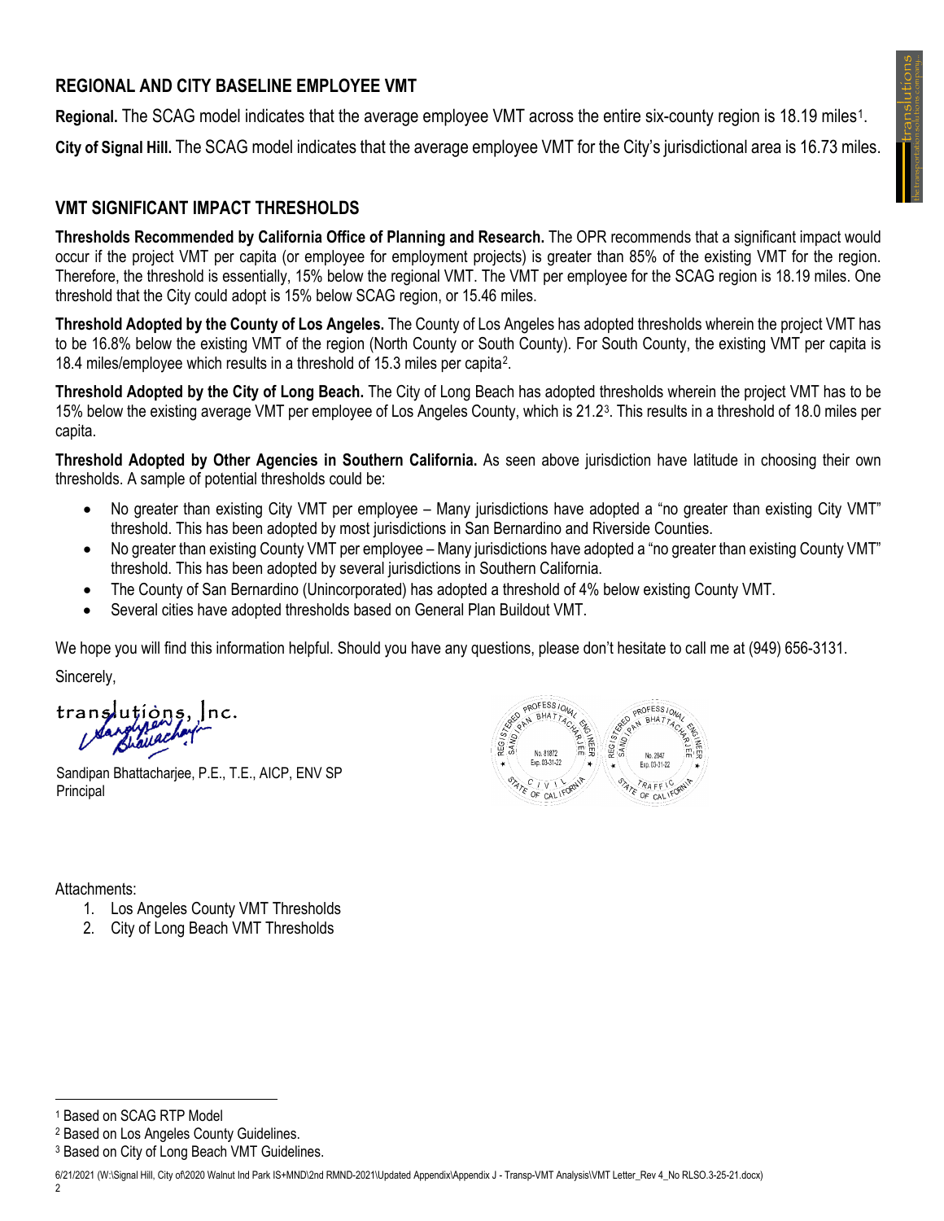## REGIONAL AND CITY BASELINE EMPLOYEE VMT

**Regional.** The SCAG model indicates that the average employee VMT across the entire six-county region is 18.19 miles[1].

**City of Signal Hill.** The SCAG model indicates that the average employee VMT for the City's jurisdictional area is 16.73 miles.

## VMT SIGNIFICANT IMPACT THRESHOLDS

**Thresholds Recommended by California Office of Planning and Research.** The OPR recommends that a significant impact would occur if the project VMT per capita (or employee for employment projects) is greater than 85% of the existing VMT for the region. Therefore, the threshold is essentially, 15% below the regional VMT. The VMT per employee for the SCAG region is 18.19 miles. One threshold that the City could adopt is 15% below SCAG region, or 15.46 miles.

**Threshold Adopted by the County of Los Angeles.** The County of Los Angeles has adopted thresholds wherein the project VMT has to be 16.8% below the existing VMT of the region (North County or South County). For South County, the existing VMT per capita is 18.4 miles/employee which results in a threshold of 15.3 miles per capita[2].

**Threshold Adopted by the City of Long Beach.** The City of Long Beach has adopted thresholds wherein the project VMT has to be 15% below the existing average VMT per employee of Los Angeles County, which is 21.2[3]. This results in a threshold of 18.0 miles per capita.

**Threshold Adopted by Other Agencies in Southern California.** As seen above jurisdiction have latitude in choosing their own thresholds. A sample of potential thresholds could be:

- No greater than existing City VMT per employee – Many jurisdictions have adopted a "no greater than existing City VMT" threshold. This has been adopted by most jurisdictions in San Bernardino and Riverside Counties.
- No greater than existing County VMT per employee – Many jurisdictions have adopted a "no greater than existing County VMT" threshold. This has been adopted by several jurisdictions in Southern California.
- The County of San Bernardino (Unincorporated) has adopted a threshold of 4% below existing County VMT.
- Several cities have adopted thresholds based on General Plan Buildout VMT.

We hope you will find this information helpful. Should you have any questions, please don't hesitate to call me at (949) 656-3131.

Sincerely,

translutions, Inc.

Sandipan Bhattacharjee, P.E., T.E., AICP, ENV SP
Principal

Registered Professional Engineer, Sandipan Bhattacharjee, No. 81872, Exp. 03-31-22, Civil, State of California

Registered Professional Engineer, Sandipan Bhattacharjee, No. 2847, Exp. 03-31-22, Traffic, State of California

Attachments:

1. Los Angeles County VMT Thresholds
2. City of Long Beach VMT Thresholds

---

[1] Based on SCAG RTP Model

[2] Based on Los Angeles County Guidelines.

[3] Based on City of Long Beach VMT Guidelines.

6/21/2021 (W:\Signal Hill, City of\2020 Walnut Ind Park IS+MND\2nd RMND-2021\Updated Appendix\Appendix J - Transp-VMT Analysis\VMT Letter_Rev 4_No RLSO.3-25-21.docx)